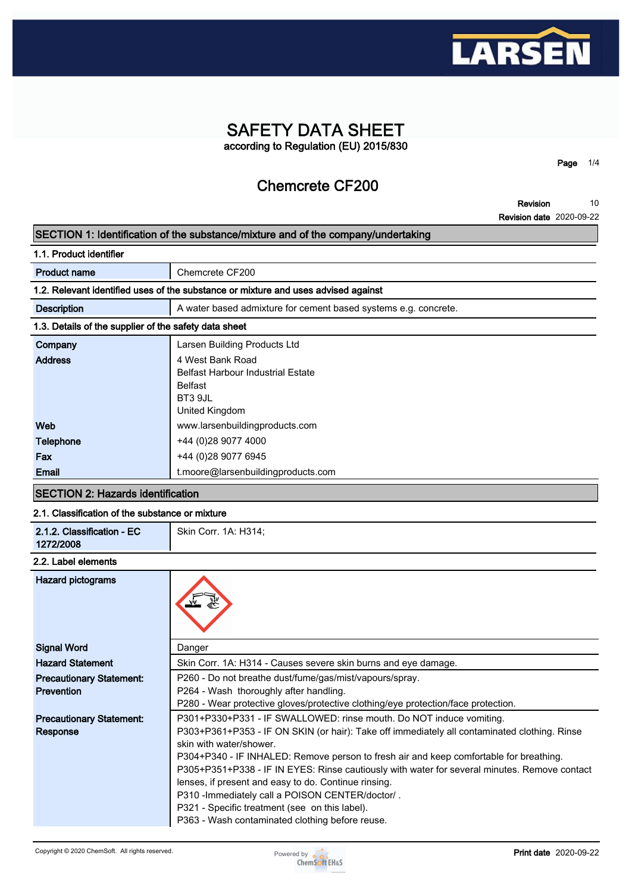# SAFETY DATA SHEET

according to Regulation (EU) 2015/830

## Chemcrete CF200

**Revision** 10
**Revision date** 2020-09-22

## SECTION 1: Identification of the substance/mixture and of the company/undertaking

### 1.1. Product identifier

| | |
|---|---|
| **Product name** | Chemcrete CF200 |

### 1.2. Relevant identified uses of the substance or mixture and uses advised against

| | |
|---|---|
| **Description** | A water based admixture for cement based systems e.g. concrete. |

### 1.3. Details of the supplier of the safety data sheet

| | |
|---|---|
| **Company** | Larsen Building Products Ltd |
| **Address** | 4 West Bank Road<br>Belfast Harbour Industrial Estate<br>Belfast<br>BT3 9JL<br>United Kingdom |
| **Web** | www.larsenbuildingproducts.com |
| **Telephone** | +44 (0)28 9077 4000 |
| **Fax** | +44 (0)28 9077 6945 |
| **Email** | t.moore@larsenbuildingproducts.com |

## SECTION 2: Hazards identification

### 2.1. Classification of the substance or mixture

| | |
|---|---|
| **2.1.2. Classification - EC 1272/2008** | Skin Corr. 1A: H314; |

### 2.2. Label elements

| | |
|---|---|
| **Hazard pictograms** | |
| **Signal Word** | Danger |
| **Hazard Statement** | Skin Corr. 1A: H314 - Causes severe skin burns and eye damage. |
| **Precautionary Statement: Prevention** | P260 - Do not breathe dust/fume/gas/mist/vapours/spray.<br>P264 - Wash thoroughly after handling.<br>P280 - Wear protective gloves/protective clothing/eye protection/face protection. |
| **Precautionary Statement: Response** | P301+P330+P331 - IF SWALLOWED: rinse mouth. Do NOT induce vomiting.<br>P303+P361+P353 - IF ON SKIN (or hair): Take off immediately all contaminated clothing. Rinse skin with water/shower.<br>P304+P340 - IF INHALED: Remove person to fresh air and keep comfortable for breathing.<br>P305+P351+P338 - IF IN EYES: Rinse cautiously with water for several minutes. Remove contact lenses, if present and easy to do. Continue rinsing.<br>P310 -Immediately call a POISON CENTER/doctor/ .<br>P321 - Specific treatment (see on this label).<br>P363 - Wash contaminated clothing before reuse. |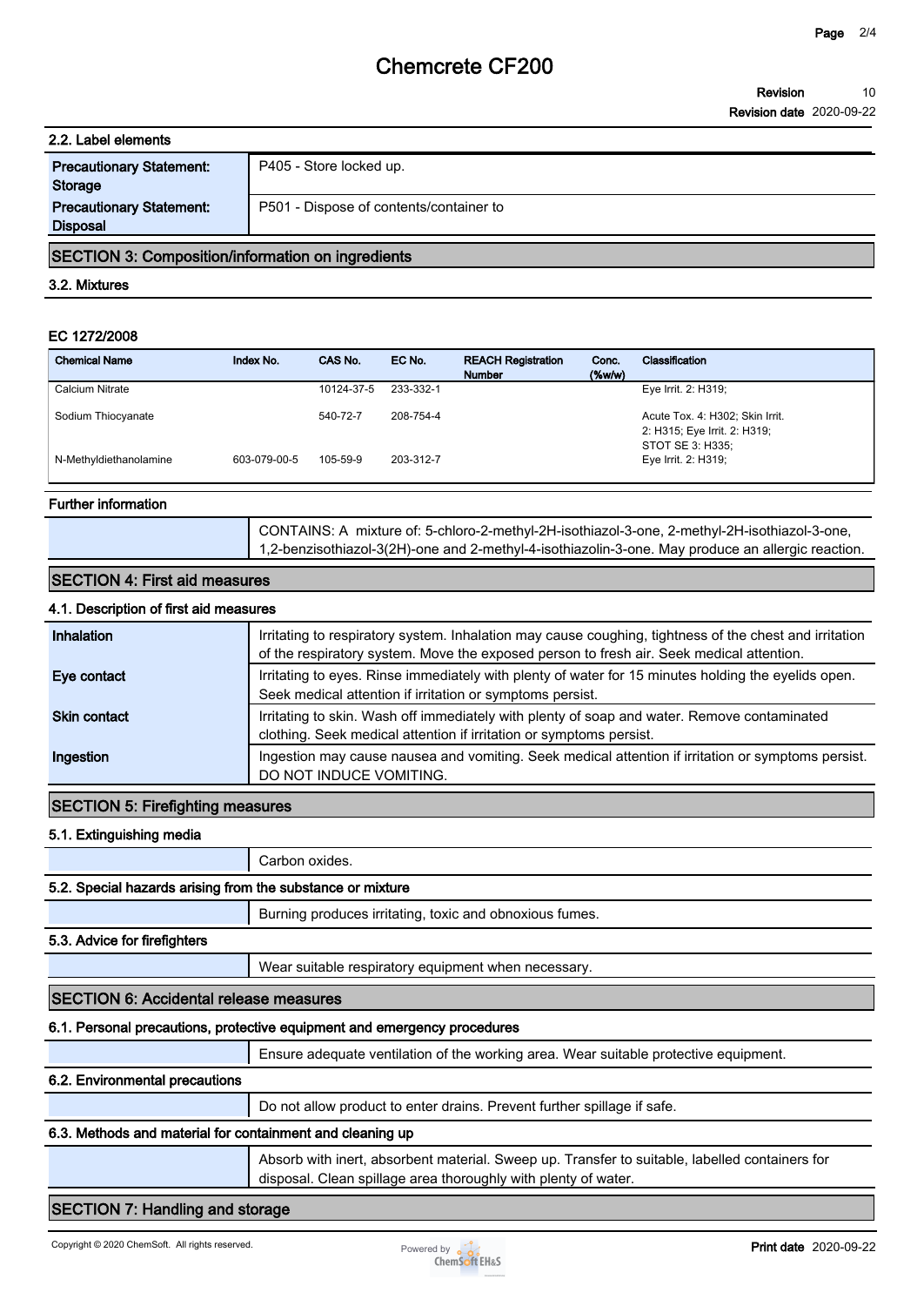## 2.2. Label elements

| | |
|---|---|
| **Precautionary Statement: Storage** | P405 - Store locked up. |
| **Precautionary Statement: Disposal** | P501 - Dispose of contents/container to |

## SECTION 3: Composition/information on ingredients

### 3.2. Mixtures

#### EC 1272/2008

| Chemical Name | Index No. | CAS No. | EC No. | REACH Registration Number | Conc. (%w/w) | Classification |
|---|---|---|---|---|---|---|
| Calcium Nitrate | | 10124-37-5 | 233-332-1 | | | Eye Irrit. 2: H319; |
| Sodium Thiocyanate | | 540-72-7 | 208-754-4 | | | Acute Tox. 4: H302; Skin Irrit. 2: H315; Eye Irrit. 2: H319; STOT SE 3: H335; |
| N-Methyldiethanolamine | 603-079-00-5 | 105-59-9 | 203-312-7 | | | Eye Irrit. 2: H319; |

#### Further information

CONTAINS: A mixture of: 5-chloro-2-methyl-2H-isothiazol-3-one, 2-methyl-2H-isothiazol-3-one, 1,2-benzisothiazol-3(2H)-one and 2-methyl-4-isothiazolin-3-one. May produce an allergic reaction.

## SECTION 4: First aid measures

### 4.1. Description of first aid measures

| | |
|---|---|
| **Inhalation** | Irritating to respiratory system. Inhalation may cause coughing, tightness of the chest and irritation of the respiratory system. Move the exposed person to fresh air. Seek medical attention. |
| **Eye contact** | Irritating to eyes. Rinse immediately with plenty of water for 15 minutes holding the eyelids open. Seek medical attention if irritation or symptoms persist. |
| **Skin contact** | Irritating to skin. Wash off immediately with plenty of soap and water. Remove contaminated clothing. Seek medical attention if irritation or symptoms persist. |
| **Ingestion** | Ingestion may cause nausea and vomiting. Seek medical attention if irritation or symptoms persist. DO NOT INDUCE VOMITING. |

## SECTION 5: Firefighting measures

### 5.1. Extinguishing media

Carbon oxides.

### 5.2. Special hazards arising from the substance or mixture

Burning produces irritating, toxic and obnoxious fumes.

### 5.3. Advice for firefighters

Wear suitable respiratory equipment when necessary.

## SECTION 6: Accidental release measures

### 6.1. Personal precautions, protective equipment and emergency procedures

Ensure adequate ventilation of the working area. Wear suitable protective equipment.

### 6.2. Environmental precautions

Do not allow product to enter drains. Prevent further spillage if safe.

### 6.3. Methods and material for containment and cleaning up

Absorb with inert, absorbent material. Sweep up. Transfer to suitable, labelled containers for disposal. Clean spillage area thoroughly with plenty of water.

## SECTION 7: Handling and storage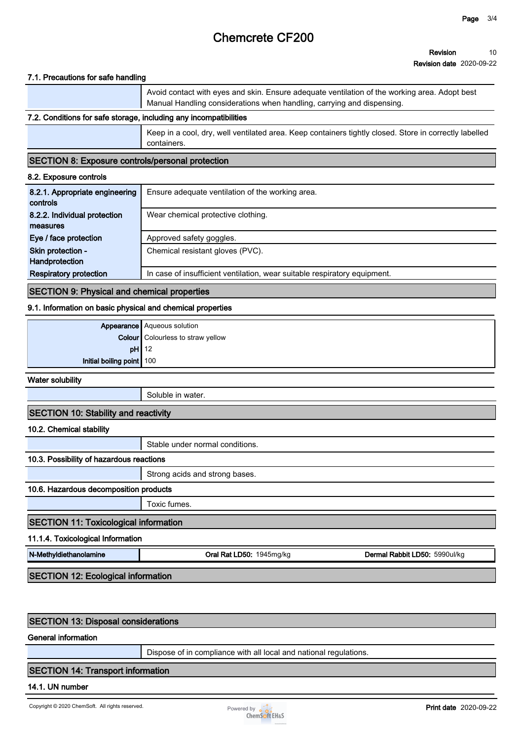# Chemcrete CF200

**Revision** 10
**Revision date** 2020-09-22

#### 7.1. Precautions for safe handling

| | |
|---|---|
| | Avoid contact with eyes and skin. Ensure adequate ventilation of the working area. Adopt best Manual Handling considerations when handling, carrying and dispensing. |

#### 7.2. Conditions for safe storage, including any incompatibilities

| | |
|---|---|
| | Keep in a cool, dry, well ventilated area. Keep containers tightly closed. Store in correctly labelled containers. |

## SECTION 8: Exposure controls/personal protection

#### 8.2. Exposure controls

| | |
|---|---|
| **8.2.1. Appropriate engineering controls** | Ensure adequate ventilation of the working area. |
| **8.2.2. Individual protection measures** | Wear chemical protective clothing. |
| **Eye / face protection** | Approved safety goggles. |
| **Skin protection - Handprotection** | Chemical resistant gloves (PVC). |
| **Respiratory protection** | In case of insufficient ventilation, wear suitable respiratory equipment. |

## SECTION 9: Physical and chemical properties

#### 9.1. Information on basic physical and chemical properties

| | |
|---|---|
| **Appearance** | Aqueous solution |
| **Colour** | Colourless to straw yellow |
| **pH** | 12 |
| **Initial boiling point** | 100 |

#### Water solubility

| | |
|---|---|
| | Soluble in water. |

## SECTION 10: Stability and reactivity

#### 10.2. Chemical stability

| | |
|---|---|
| | Stable under normal conditions. |

#### 10.3. Possibility of hazardous reactions

| | |
|---|---|
| | Strong acids and strong bases. |

#### 10.6. Hazardous decomposition products

| | |
|---|---|
| | Toxic fumes. |

## SECTION 11: Toxicological information

#### 11.1.4. Toxicological Information

| | | |
|---|---|---|
| **N-Methyldiethanolamine** | **Oral Rat LD50:** 1945mg/kg | **Dermal Rabbit LD50:** 5990ul/kg |

## SECTION 12: Ecological information

## SECTION 13: Disposal considerations

#### General information

| | |
|---|---|
| | Dispose of in compliance with all local and national regulations. |

## SECTION 14: Transport information

#### 14.1. UN number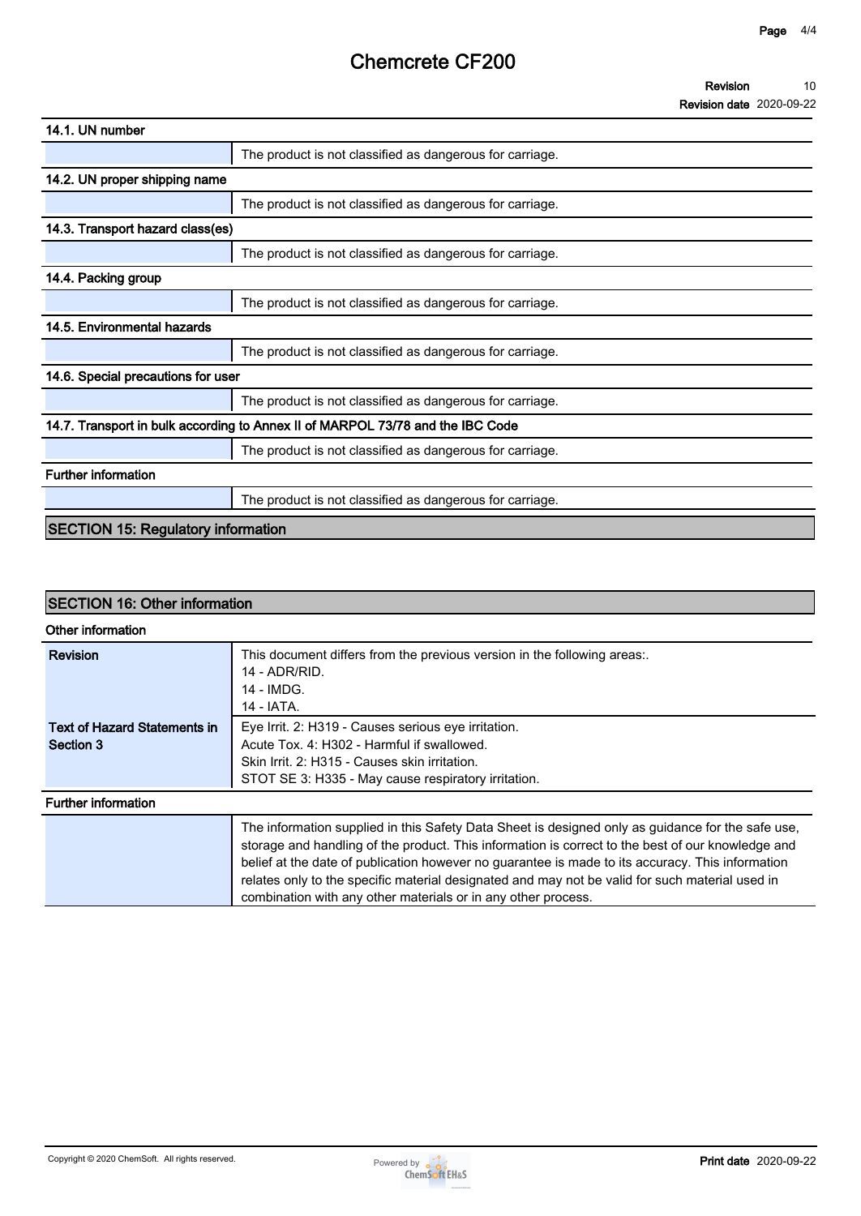### 14.1. UN number

| | |
|---|---|
| | The product is not classified as dangerous for carriage. |

### 14.2. UN proper shipping name

| | |
|---|---|
| | The product is not classified as dangerous for carriage. |

### 14.3. Transport hazard class(es)

| | |
|---|---|
| | The product is not classified as dangerous for carriage. |

### 14.4. Packing group

| | |
|---|---|
| | The product is not classified as dangerous for carriage. |

### 14.5. Environmental hazards

| | |
|---|---|
| | The product is not classified as dangerous for carriage. |

### 14.6. Special precautions for user

| | |
|---|---|
| | The product is not classified as dangerous for carriage. |

### 14.7. Transport in bulk according to Annex II of MARPOL 73/78 and the IBC Code

| | |
|---|---|
| | The product is not classified as dangerous for carriage. |

### Further information

| | |
|---|---|
| | The product is not classified as dangerous for carriage. |

## SECTION 15: Regulatory information

## SECTION 16: Other information

### Other information

| | |
|---|---|
| **Revision** | This document differs from the previous version in the following areas:.<br>14 - ADR/RID.<br>14 - IMDG.<br>14 - IATA. |
| **Text of Hazard Statements in Section 3** | Eye Irrit. 2: H319 - Causes serious eye irritation.<br>Acute Tox. 4: H302 - Harmful if swallowed.<br>Skin Irrit. 2: H315 - Causes skin irritation.<br>STOT SE 3: H335 - May cause respiratory irritation. |

### Further information

| | |
|---|---|
| | The information supplied in this Safety Data Sheet is designed only as guidance for the safe use, storage and handling of the product. This information is correct to the best of our knowledge and belief at the date of publication however no guarantee is made to its accuracy. This information relates only to the specific material designated and may not be valid for such material used in combination with any other materials or in any other process. |